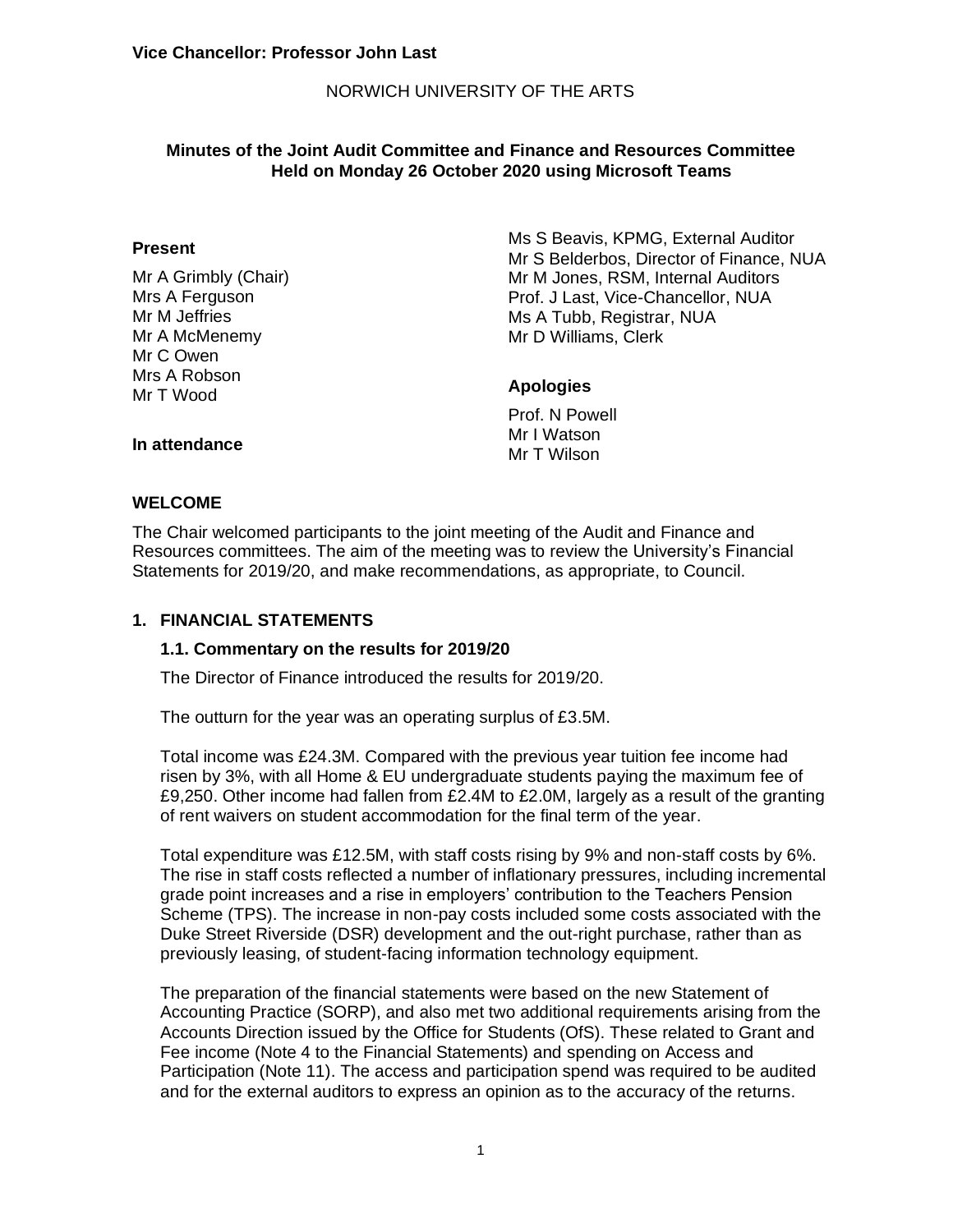**Vice Chancellor: Professor John Last**

NORWICH UNIVERSITY OF THE ARTS

**Minutes of the Joint Audit Committee and Finance and Resources Committee Held on Monday 26 October 2020 using Microsoft Teams**

**Present**

Mr A Grimbly (Chair)
Mrs A Ferguson
Mr M Jeffries
Mr A McMenemy
Mr C Owen
Mrs A Robson
Mr T Wood

**In attendance**

Ms S Beavis, KPMG, External Auditor
Mr S Belderbos, Director of Finance, NUA
Mr M Jones, RSM, Internal Auditors
Prof. J Last, Vice-Chancellor, NUA
Ms A Tubb, Registrar, NUA
Mr D Williams, Clerk

**Apologies**

Prof. N Powell
Mr I Watson
Mr T Wilson

## WELCOME

The Chair welcomed participants to the joint meeting of the Audit and Finance and Resources committees. The aim of the meeting was to review the University's Financial Statements for 2019/20, and make recommendations, as appropriate, to Council.

## 1. FINANCIAL STATEMENTS

### 1.1. Commentary on the results for 2019/20

The Director of Finance introduced the results for 2019/20.

The outturn for the year was an operating surplus of £3.5M.

Total income was £24.3M. Compared with the previous year tuition fee income had risen by 3%, with all Home & EU undergraduate students paying the maximum fee of £9,250. Other income had fallen from £2.4M to £2.0M, largely as a result of the granting of rent waivers on student accommodation for the final term of the year.

Total expenditure was £12.5M, with staff costs rising by 9% and non-staff costs by 6%. The rise in staff costs reflected a number of inflationary pressures, including incremental grade point increases and a rise in employers' contribution to the Teachers Pension Scheme (TPS). The increase in non-pay costs included some costs associated with the Duke Street Riverside (DSR) development and the out-right purchase, rather than as previously leasing, of student-facing information technology equipment.

The preparation of the financial statements were based on the new Statement of Accounting Practice (SORP), and also met two additional requirements arising from the Accounts Direction issued by the Office for Students (OfS). These related to Grant and Fee income (Note 4 to the Financial Statements) and spending on Access and Participation (Note 11). The access and participation spend was required to be audited and for the external auditors to express an opinion as to the accuracy of the returns.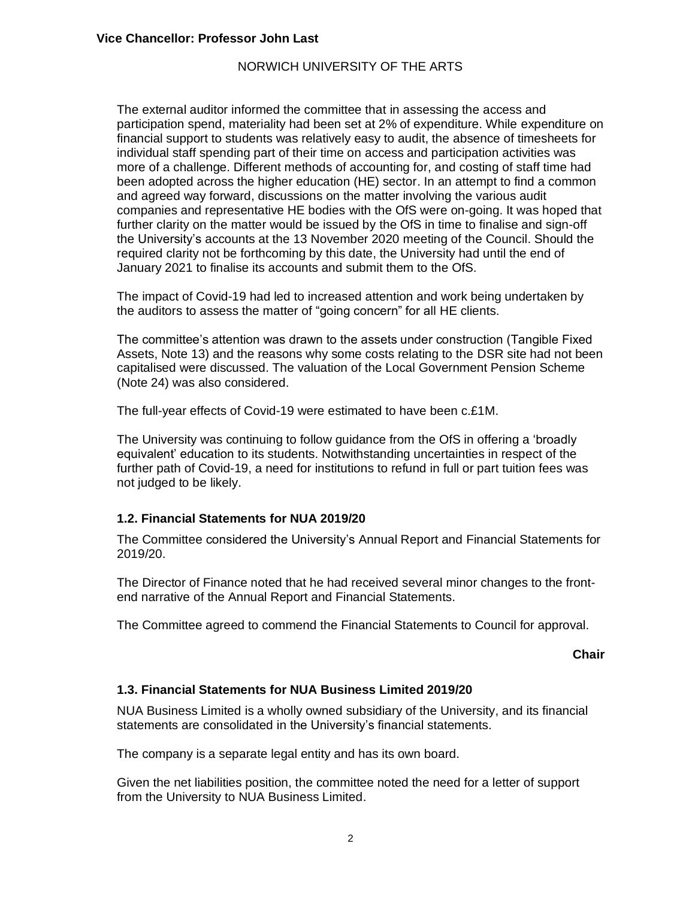The external auditor informed the committee that in assessing the access and participation spend, materiality had been set at 2% of expenditure. While expenditure on financial support to students was relatively easy to audit, the absence of timesheets for individual staff spending part of their time on access and participation activities was more of a challenge. Different methods of accounting for, and costing of staff time had been adopted across the higher education (HE) sector. In an attempt to find a common and agreed way forward, discussions on the matter involving the various audit companies and representative HE bodies with the OfS were on-going. It was hoped that further clarity on the matter would be issued by the OfS in time to finalise and sign-off the University's accounts at the 13 November 2020 meeting of the Council. Should the required clarity not be forthcoming by this date, the University had until the end of January 2021 to finalise its accounts and submit them to the OfS.

The impact of Covid-19 had led to increased attention and work being undertaken by the auditors to assess the matter of "going concern" for all HE clients.

The committee's attention was drawn to the assets under construction (Tangible Fixed Assets, Note 13) and the reasons why some costs relating to the DSR site had not been capitalised were discussed. The valuation of the Local Government Pension Scheme (Note 24) was also considered.

The full-year effects of Covid-19 were estimated to have been c.£1M.

The University was continuing to follow guidance from the OfS in offering a 'broadly equivalent' education to its students. Notwithstanding uncertainties in respect of the further path of Covid-19, a need for institutions to refund in full or part tuition fees was not judged to be likely.

### 1.2. Financial Statements for NUA 2019/20

The Committee considered the University's Annual Report and Financial Statements for 2019/20.

The Director of Finance noted that he had received several minor changes to the front-end narrative of the Annual Report and Financial Statements.

The Committee agreed to commend the Financial Statements to Council for approval.

**Chair**

### 1.3. Financial Statements for NUA Business Limited 2019/20

NUA Business Limited is a wholly owned subsidiary of the University, and its financial statements are consolidated in the University's financial statements.

The company is a separate legal entity and has its own board.

Given the net liabilities position, the committee noted the need for a letter of support from the University to NUA Business Limited.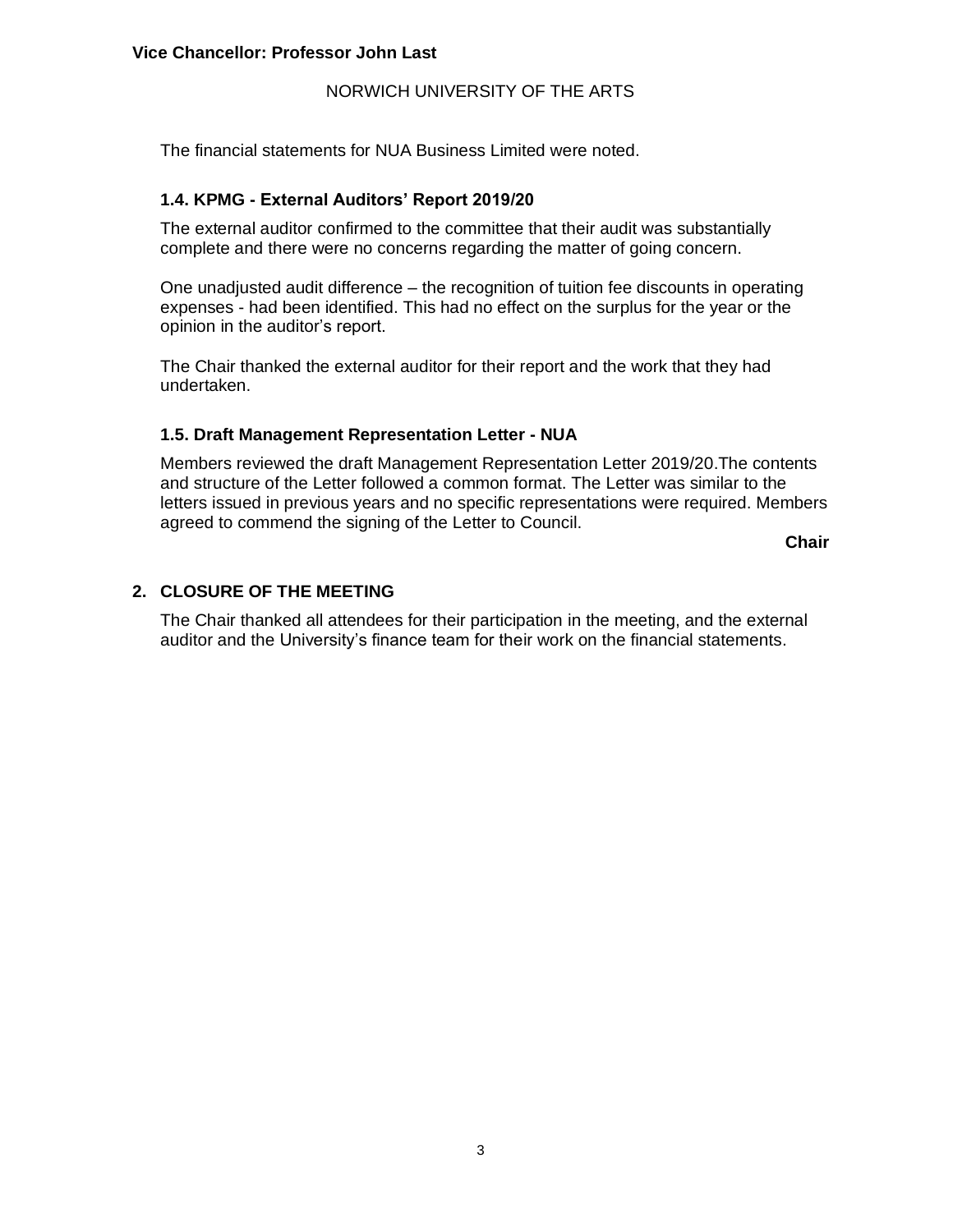The financial statements for NUA Business Limited were noted.

### 1.4. KPMG - External Auditors' Report 2019/20

The external auditor confirmed to the committee that their audit was substantially complete and there were no concerns regarding the matter of going concern.

One unadjusted audit difference – the recognition of tuition fee discounts in operating expenses - had been identified. This had no effect on the surplus for the year or the opinion in the auditor's report.

The Chair thanked the external auditor for their report and the work that they had undertaken.

### 1.5. Draft Management Representation Letter - NUA

Members reviewed the draft Management Representation Letter 2019/20.The contents and structure of the Letter followed a common format. The Letter was similar to the letters issued in previous years and no specific representations were required. Members agreed to commend the signing of the Letter to Council.

**Chair**

## 2. CLOSURE OF THE MEETING

The Chair thanked all attendees for their participation in the meeting, and the external auditor and the University's finance team for their work on the financial statements.